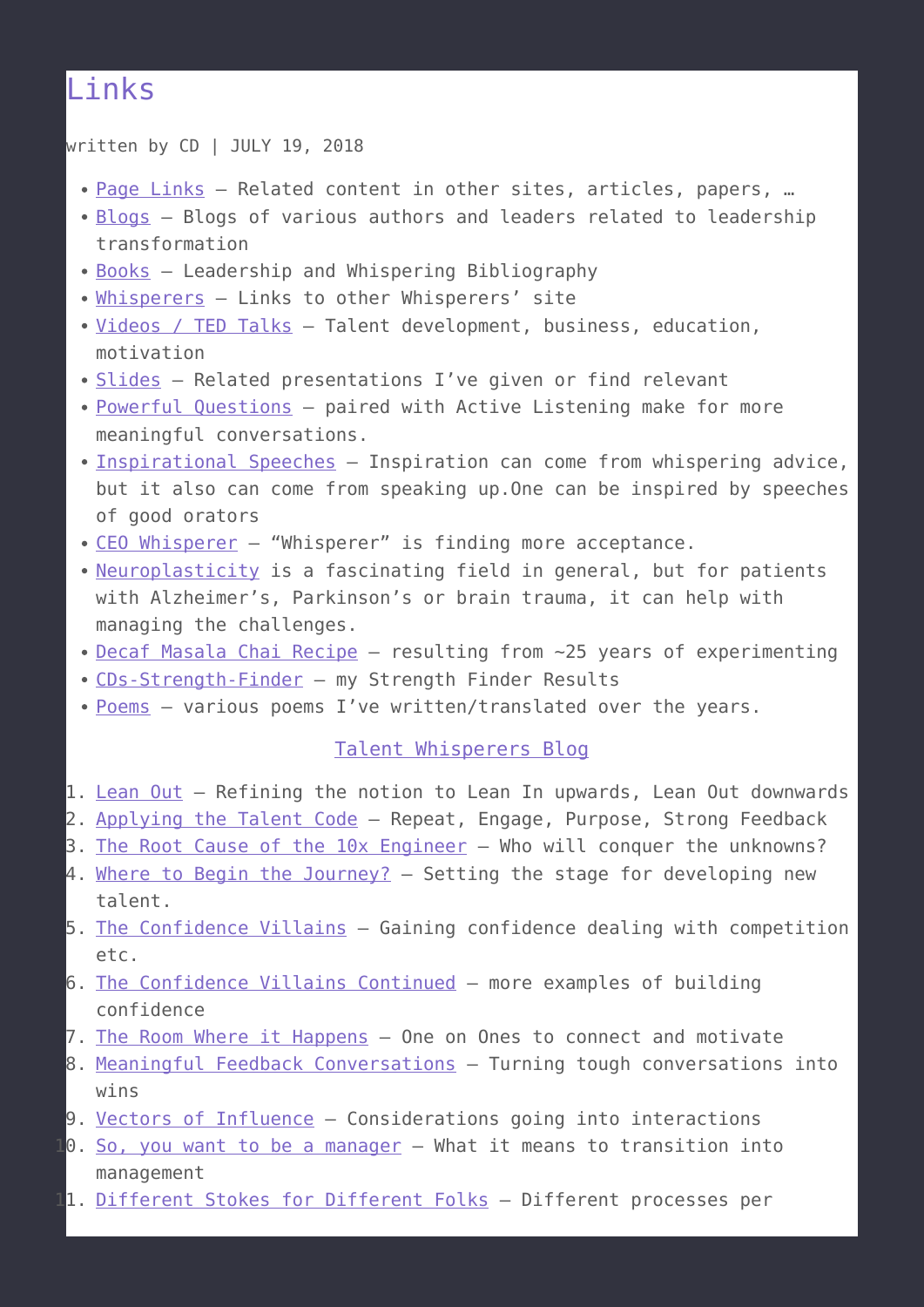# Links

written by CD | JULY 19, 2018

- Page Links – Related content in other sites, articles, papers, …
- Blogs – Blogs of various authors and leaders related to leadership transformation
- Books – Leadership and Whispering Bibliography
- Whisperers – Links to other Whisperers' site
- Videos / TED Talks – Talent development, business, education, motivation
- Slides – Related presentations I've given or find relevant
- Powerful Questions – paired with Active Listening make for more meaningful conversations.
- Inspirational Speeches – Inspiration can come from whispering advice, but it also can come from speaking up.One can be inspired by speeches of good orators
- CEO Whisperer – "Whisperer" is finding more acceptance.
- Neuroplasticity is a fascinating field in general, but for patients with Alzheimer's, Parkinson's or brain trauma, it can help with managing the challenges.
- Decaf Masala Chai Recipe – resulting from ~25 years of experimenting
- CDs-Strength-Finder – my Strength Finder Results
- Poems – various poems I've written/translated over the years.

Talent Whisperers Blog

1. Lean Out – Refining the notion to Lean In upwards, Lean Out downwards
2. Applying the Talent Code – Repeat, Engage, Purpose, Strong Feedback
3. The Root Cause of the 10x Engineer – Who will conquer the unknowns?
4. Where to Begin the Journey? – Setting the stage for developing new talent.
5. The Confidence Villains – Gaining confidence dealing with competition etc.
6. The Confidence Villains Continued – more examples of building confidence
7. The Room Where it Happens – One on Ones to connect and motivate
8. Meaningful Feedback Conversations – Turning tough conversations into wins
9. Vectors of Influence – Considerations going into interactions
10. So, you want to be a manager – What it means to transition into management
11. Different Stokes for Different Folks – Different processes per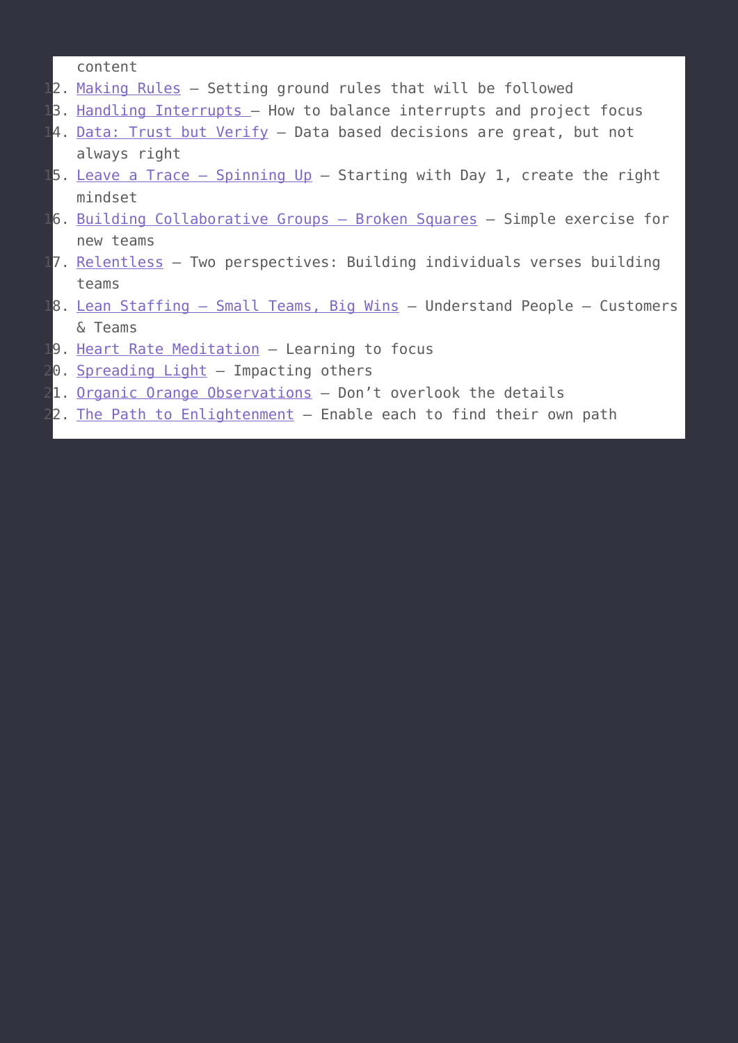content

12. Making Rules – Setting ground rules that will be followed
13. Handling Interrupts – How to balance interrupts and project focus
14. Data: Trust but Verify – Data based decisions are great, but not always right
15. Leave a Trace – Spinning Up – Starting with Day 1, create the right mindset
16. Building Collaborative Groups – Broken Squares – Simple exercise for new teams
17. Relentless – Two perspectives: Building individuals verses building teams
18. Lean Staffing – Small Teams, Big Wins – Understand People – Customers & Teams
19. Heart Rate Meditation – Learning to focus
20. Spreading Light – Impacting others
21. Organic Orange Observations – Don't overlook the details
22. The Path to Enlightenment – Enable each to find their own path